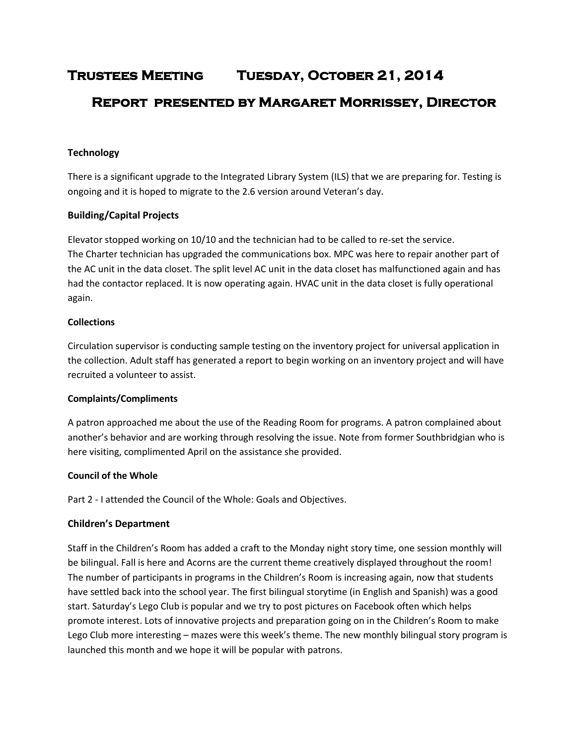# Trustees Meeting Tuesday, October 21, 2014

## Report presented by Margaret Morrissey, Director

### Technology

There is a significant upgrade to the Integrated Library System (ILS) that we are preparing for. Testing is ongoing and it is hoped to migrate to the 2.6 version around Veteran's day.

### Building/Capital Projects

Elevator stopped working on 10/10 and the technician had to be called to re-set the service.
The Charter technician has upgraded the communications box. MPC was here to repair another part of the AC unit in the data closet. The split level AC unit in the data closet has malfunctioned again and has had the contactor replaced. It is now operating again. HVAC unit in the data closet is fully operational again.

### Collections

Circulation supervisor is conducting sample testing on the inventory project for universal application in the collection. Adult staff has generated a report to begin working on an inventory project and will have recruited a volunteer to assist.

### Complaints/Compliments

A patron approached me about the use of the Reading Room for programs. A patron complained about another's behavior and are working through resolving the issue. Note from former Southbridgian who is here visiting, complimented April on the assistance she provided.

### Council of the Whole

Part 2 - I attended the Council of the Whole: Goals and Objectives.

### Children's Department

Staff in the Children's Room has added a craft to the Monday night story time, one session monthly will be bilingual. Fall is here and Acorns are the current theme creatively displayed throughout the room! The number of participants in programs in the Children's Room is increasing again, now that students have settled back into the school year. The first bilingual storytime (in English and Spanish) was a good start. Saturday's Lego Club is popular and we try to post pictures on Facebook often which helps promote interest. Lots of innovative projects and preparation going on in the Children's Room to make Lego Club more interesting – mazes were this week's theme. The new monthly bilingual story program is launched this month and we hope it will be popular with patrons.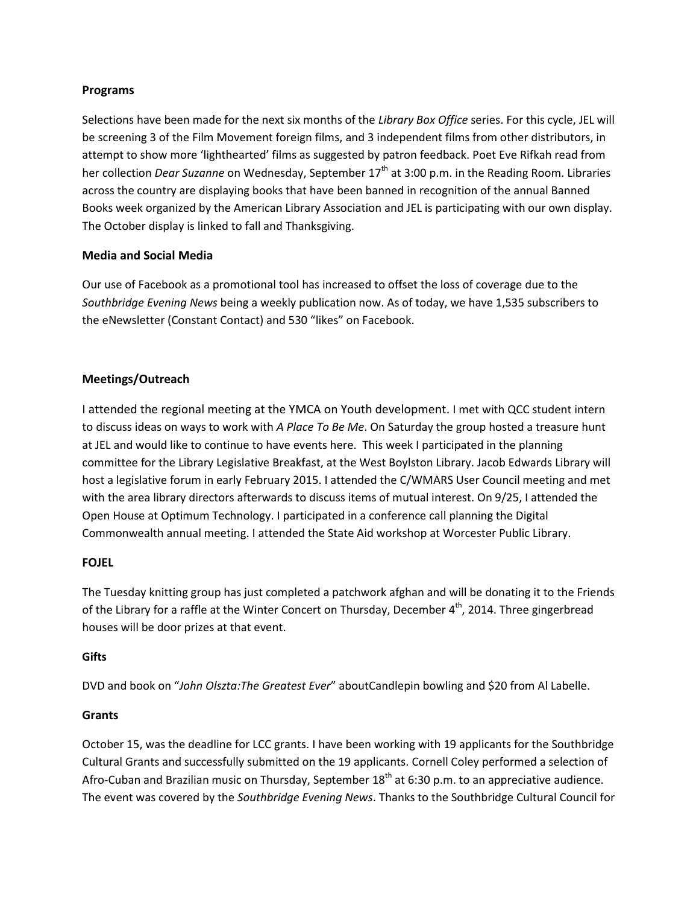**Programs**

Selections have been made for the next six months of the *Library Box Office* series. For this cycle, JEL will be screening 3 of the Film Movement foreign films, and 3 independent films from other distributors, in attempt to show more 'lighthearted' films as suggested by patron feedback. Poet Eve Rifkah read from her collection *Dear Suzanne* on Wednesday, September 17th at 3:00 p.m. in the Reading Room. Libraries across the country are displaying books that have been banned in recognition of the annual Banned Books week organized by the American Library Association and JEL is participating with our own display. The October display is linked to fall and Thanksgiving.

**Media and Social Media**

Our use of Facebook as a promotional tool has increased to offset the loss of coverage due to the *Southbridge Evening News* being a weekly publication now. As of today, we have 1,535 subscribers to the eNewsletter (Constant Contact) and 530 "likes" on Facebook.

**Meetings/Outreach**

I attended the regional meeting at the YMCA on Youth development. I met with QCC student intern to discuss ideas on ways to work with *A Place To Be Me*. On Saturday the group hosted a treasure hunt at JEL and would like to continue to have events here. This week I participated in the planning committee for the Library Legislative Breakfast, at the West Boylston Library. Jacob Edwards Library will host a legislative forum in early February 2015. I attended the C/WMARS User Council meeting and met with the area library directors afterwards to discuss items of mutual interest. On 9/25, I attended the Open House at Optimum Technology. I participated in a conference call planning the Digital Commonwealth annual meeting. I attended the State Aid workshop at Worcester Public Library.

**FOJEL**

The Tuesday knitting group has just completed a patchwork afghan and will be donating it to the Friends of the Library for a raffle at the Winter Concert on Thursday, December 4th, 2014. Three gingerbread houses will be door prizes at that event.

**Gifts**

DVD and book on "*John Olszta:The Greatest Ever*" aboutCandlepin bowling and $20 from Al Labelle.

**Grants**

October 15, was the deadline for LCC grants. I have been working with 19 applicants for the Southbridge Cultural Grants and successfully submitted on the 19 applicants. Cornell Coley performed a selection of Afro-Cuban and Brazilian music on Thursday, September 18th at 6:30 p.m. to an appreciative audience. The event was covered by the *Southbridge Evening News*. Thanks to the Southbridge Cultural Council for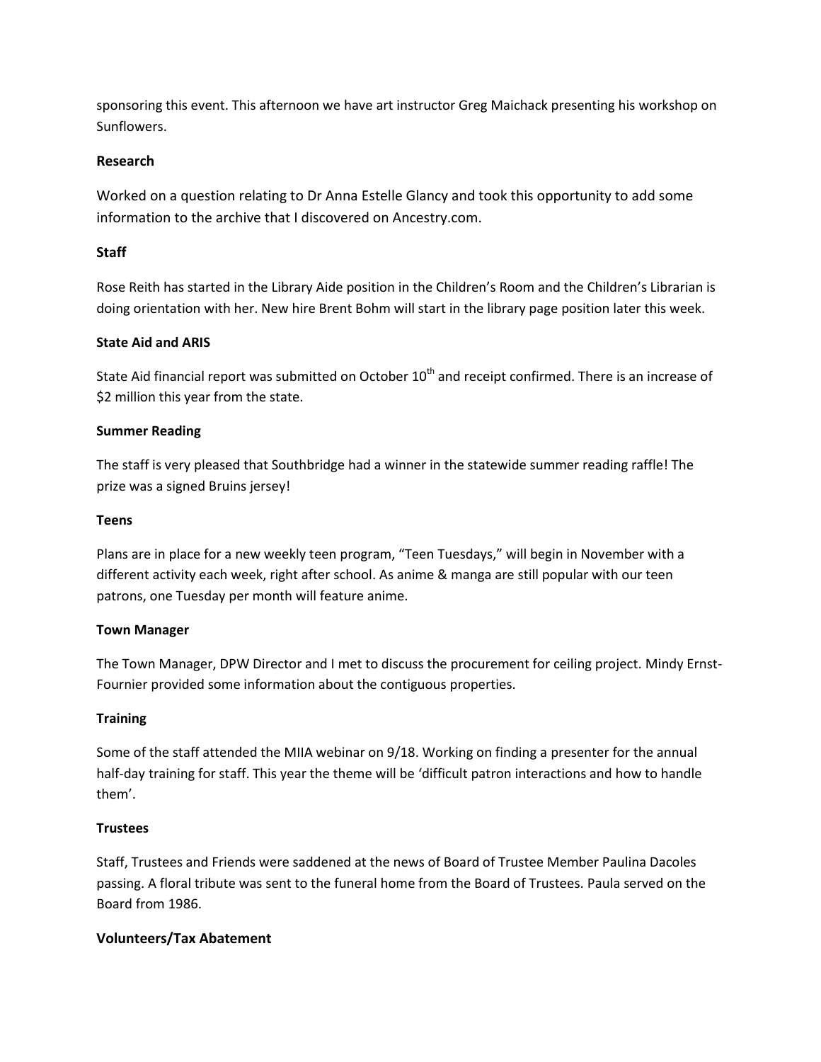sponsoring this event. This afternoon we have art instructor Greg Maichack presenting his workshop on Sunflowers.

**Research**

Worked on a question relating to Dr Anna Estelle Glancy and took this opportunity to add some information to the archive that I discovered on Ancestry.com.

**Staff**

Rose Reith has started in the Library Aide position in the Children's Room and the Children's Librarian is doing orientation with her. New hire Brent Bohm will start in the library page position later this week.

**State Aid and ARIS**

State Aid financial report was submitted on October 10th and receipt confirmed. There is an increase of \$2 million this year from the state.

**Summer Reading**

The staff is very pleased that Southbridge had a winner in the statewide summer reading raffle! The prize was a signed Bruins jersey!

**Teens**

Plans are in place for a new weekly teen program, "Teen Tuesdays," will begin in November with a different activity each week, right after school. As anime & manga are still popular with our teen patrons, one Tuesday per month will feature anime.

**Town Manager**

The Town Manager, DPW Director and I met to discuss the procurement for ceiling project. Mindy Ernst-Fournier provided some information about the contiguous properties.

**Training**

Some of the staff attended the MIIA webinar on 9/18. Working on finding a presenter for the annual half-day training for staff. This year the theme will be 'difficult patron interactions and how to handle them'.

**Trustees**

Staff, Trustees and Friends were saddened at the news of Board of Trustee Member Paulina Dacoles passing. A floral tribute was sent to the funeral home from the Board of Trustees. Paula served on the Board from 1986.

**Volunteers/Tax Abatement**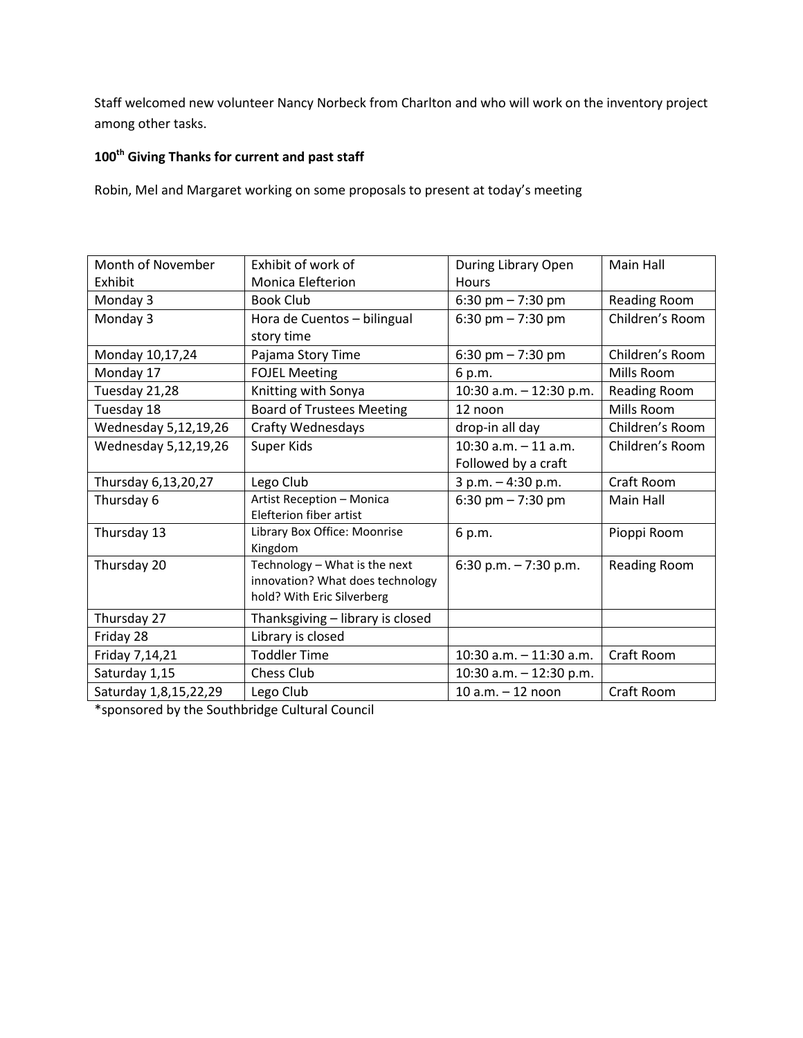Staff welcomed new volunteer Nancy Norbeck from Charlton and who will work on the inventory project among other tasks.

**100th Giving Thanks for current and past staff**

Robin, Mel and Margaret working on some proposals to present at today's meeting

| | | | |
|---|---|---|---|
| Month of November Exhibit | Exhibit of work of Monica Elefterion | During Library Open Hours | Main Hall |
| Monday 3 | Book Club | 6:30 pm – 7:30 pm | Reading Room |
| Monday 3 | Hora de Cuentos – bilingual story time | 6:30 pm – 7:30 pm | Children's Room |
| Monday 10,17,24 | Pajama Story Time | 6:30 pm – 7:30 pm | Children's Room |
| Monday 17 | FOJEL Meeting | 6 p.m. | Mills Room |
| Tuesday 21,28 | Knitting with Sonya | 10:30 a.m. – 12:30 p.m. | Reading Room |
| Tuesday 18 | Board of Trustees Meeting | 12 noon | Mills Room |
| Wednesday 5,12,19,26 | Crafty Wednesdays | drop-in all day | Children's Room |
| Wednesday 5,12,19,26 | Super Kids | 10:30 a.m. – 11 a.m. Followed by a craft | Children's Room |
| Thursday 6,13,20,27 | Lego Club | 3 p.m. – 4:30 p.m. | Craft Room |
| Thursday 6 | Artist Reception – Monica Elefterion fiber artist | 6:30 pm – 7:30 pm | Main Hall |
| Thursday 13 | Library Box Office: Moonrise Kingdom | 6 p.m. | Pioppi Room |
| Thursday 20 | Technology – What is the next innovation? What does technology hold? With Eric Silverberg | 6:30 p.m. – 7:30 p.m. | Reading Room |
| Thursday 27 | Thanksgiving – library is closed | | |
| Friday 28 | Library is closed | | |
| Friday 7,14,21 | Toddler Time | 10:30 a.m. – 11:30 a.m. | Craft Room |
| Saturday 1,15 | Chess Club | 10:30 a.m. – 12:30 p.m. | |
| Saturday 1,8,15,22,29 | Lego Club | 10 a.m. – 12 noon | Craft Room |

*sponsored by the Southbridge Cultural Council